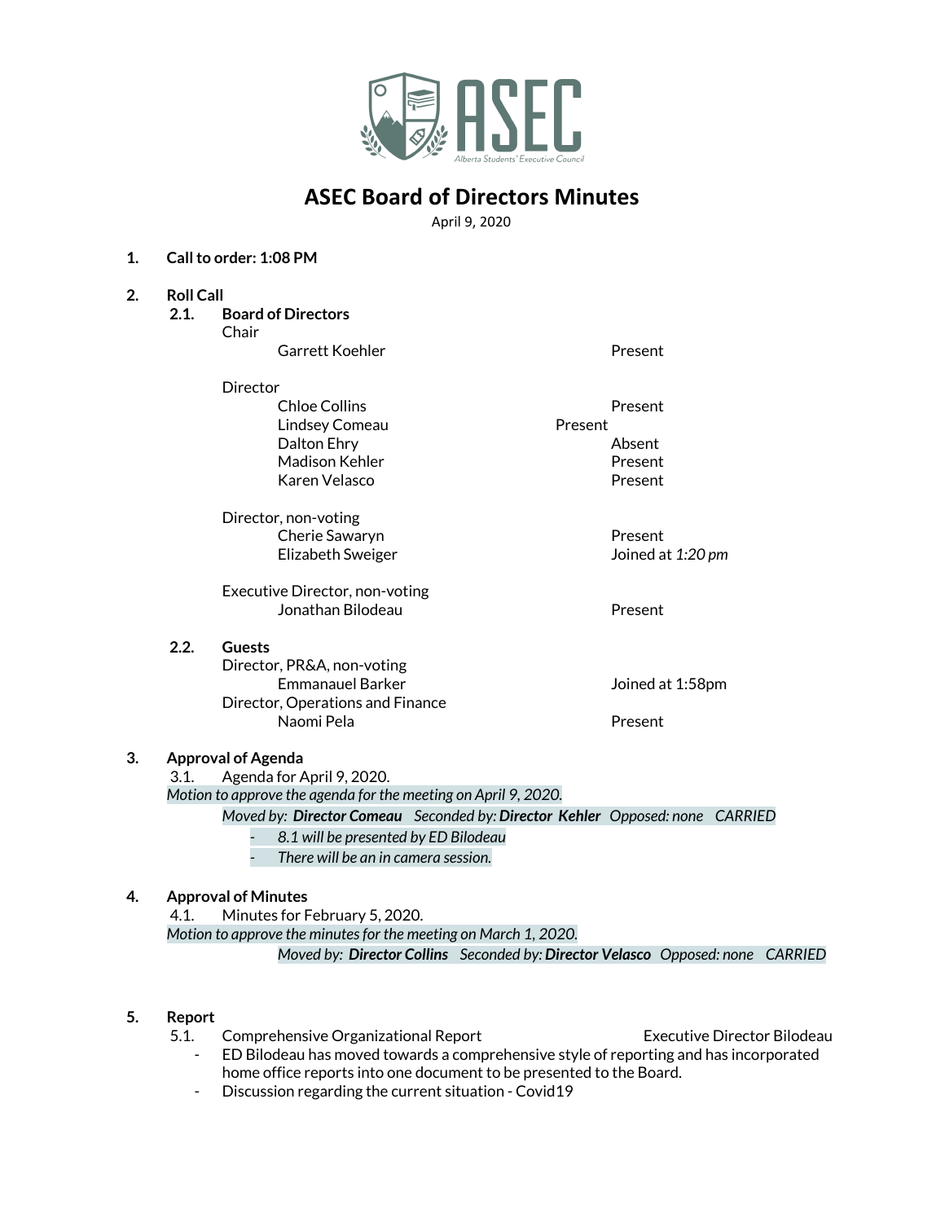# ASEC Board of Directors Minutes

April 9, 2020

1. **Call to order: 1:08 PM**

2. **Roll Call**

   2.1. **Board of Directors**

   Chair

   | Name | Status |
   |---|---|
   | Garrett Koehler | Present |

   Director

   | Name | Status |
   |---|---|
   | Chloe Collins | Present |
   | Lindsey Comeau | Present |
   | Dalton Ehry | Absent |
   | Madison Kehler | Present |
   | Karen Velasco | Present |

   Director, non-voting

   | Name | Status |
   |---|---|
   | Cherie Sawaryn | Present |
   | Elizabeth Sweiger | Joined at *1:20 pm* |

   Executive Director, non-voting

   | Name | Status |
   |---|---|
   | Jonathan Bilodeau | Present |

   2.2. **Guests**

   Director, PR&A, non-voting

   | Name | Status |
   |---|---|
   | Emmanauel Barker | Joined at 1:58pm |

   Director, Operations and Finance

   | Name | Status |
   |---|---|
   | Naomi Pela | Present |

3. **Approval of Agenda**

   3.1. Agenda for April 9, 2020.

   *Motion to approve the agenda for the meeting on April 9, 2020.*

   *Moved by:* ***Director Comeau*** *Seconded by:* ***Director Kehler*** *Opposed: none CARRIED*

   - *8.1 will be presented by ED Bilodeau*
   - *There will be an in camera session.*

4. **Approval of Minutes**

   4.1. Minutes for February 5, 2020.

   *Motion to approve the minutes for the meeting on March 1, 2020.*

   *Moved by:* ***Director Collins*** *Seconded by:* ***Director Velasco*** *Opposed: none CARRIED*

5. **Report**

   5.1. Comprehensive Organizational Report — Executive Director Bilodeau

   - ED Bilodeau has moved towards a comprehensive style of reporting and has incorporated home office reports into one document to be presented to the Board.
   - Discussion regarding the current situation - Covid19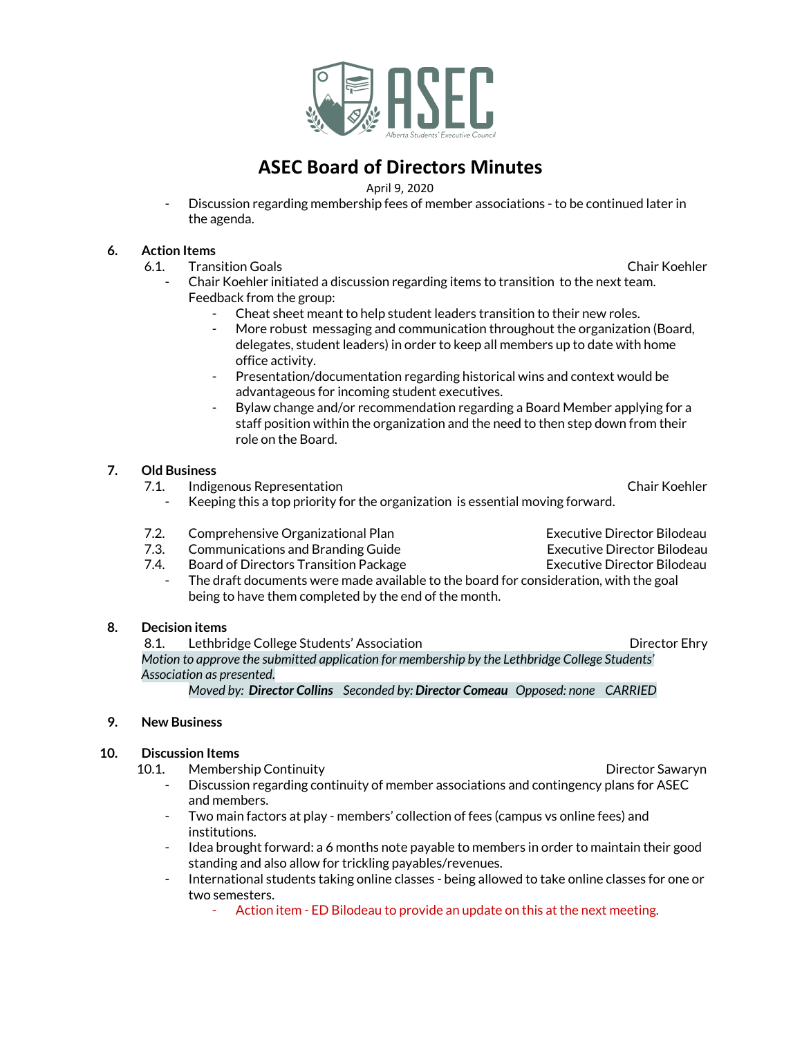# ASEC Board of Directors Minutes

April 9, 2020

- Discussion regarding membership fees of member associations - to be continued later in the agenda.

## 6. Action Items

6.1. Transition Goals — Chair Koehler

- Chair Koehler initiated a discussion regarding items to transition to the next team. Feedback from the group:
  - Cheat sheet meant to help student leaders transition to their new roles.
  - More robust messaging and communication throughout the organization (Board, delegates, student leaders) in order to keep all members up to date with home office activity.
  - Presentation/documentation regarding historical wins and context would be advantageous for incoming student executives.
  - Bylaw change and/or recommendation regarding a Board Member applying for a staff position within the organization and the need to then step down from their role on the Board.

## 7. Old Business

7.1. Indigenous Representation — Chair Koehler

- Keeping this a top priority for the organization is essential moving forward.

7.2. Comprehensive Organizational Plan — Executive Director Bilodeau

7.3. Communications and Branding Guide — Executive Director Bilodeau

7.4. Board of Directors Transition Package — Executive Director Bilodeau

- The draft documents were made available to the board for consideration, with the goal being to have them completed by the end of the month.

## 8. Decision items

8.1. Lethbridge College Students' Association — Director Ehry

*Motion to approve the submitted application for membership by the Lethbridge College Students' Association as presented.*

*Moved by:* ***Director Collins*** *Seconded by:* ***Director Comeau*** *Opposed: none CARRIED*

## 9. New Business

## 10. Discussion Items

10.1. Membership Continuity — Director Sawaryn

- Discussion regarding continuity of member associations and contingency plans for ASEC and members.
- Two main factors at play - members' collection of fees (campus vs online fees) and institutions.
- Idea brought forward: a 6 months note payable to members in order to maintain their good standing and also allow for trickling payables/revenues.
- International students taking online classes - being allowed to take online classes for one or two semesters.
  - Action item - ED Bilodeau to provide an update on this at the next meeting.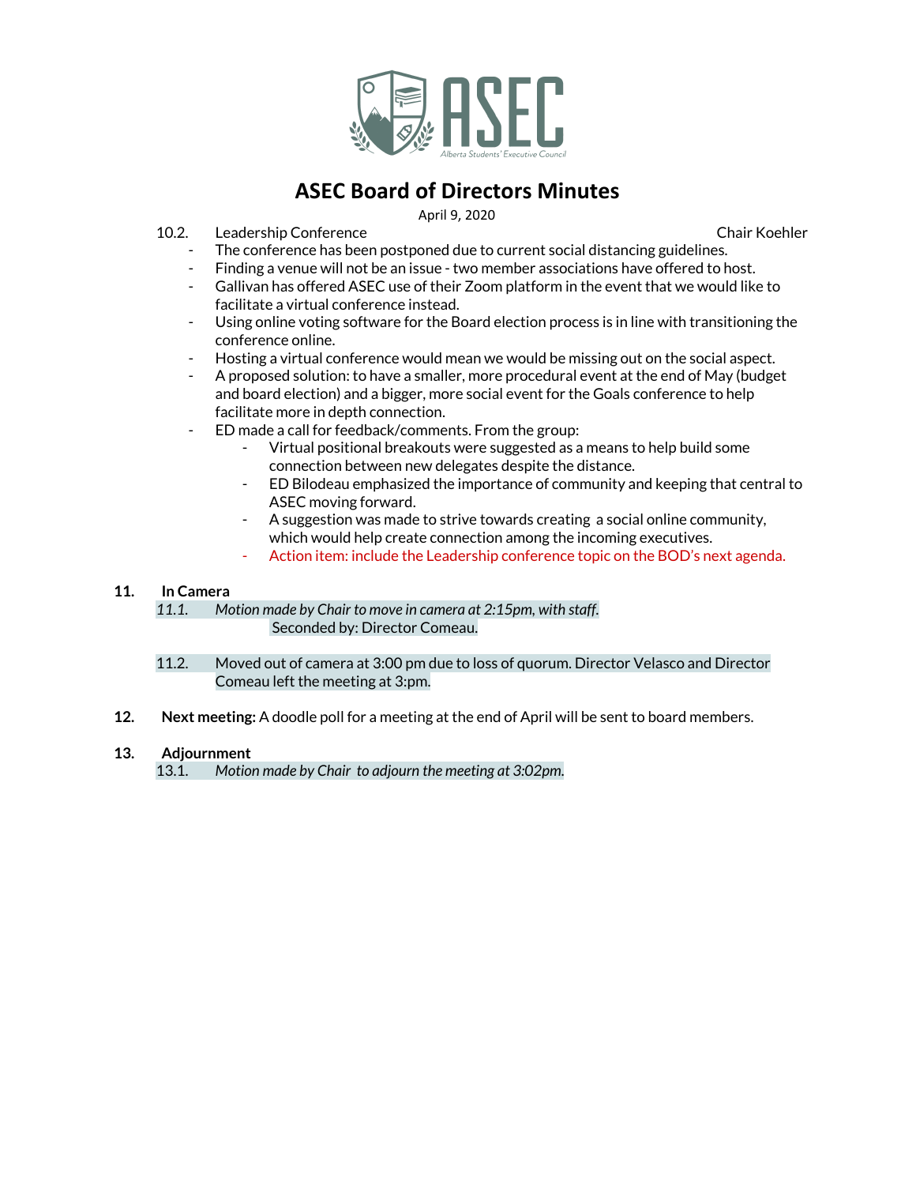ASEC
Alberta Students' Executive Council

# ASEC Board of Directors Minutes

April 9, 2020

10.2. Leadership Conference — Chair Koehler

- The conference has been postponed due to current social distancing guidelines.
- Finding a venue will not be an issue - two member associations have offered to host.
- Gallivan has offered ASEC use of their Zoom platform in the event that we would like to facilitate a virtual conference instead.
- Using online voting software for the Board election process is in line with transitioning the conference online.
- Hosting a virtual conference would mean we would be missing out on the social aspect.
- A proposed solution: to have a smaller, more procedural event at the end of May (budget and board election) and a bigger, more social event for the Goals conference to help facilitate more in depth connection.
- ED made a call for feedback/comments. From the group:
  - Virtual positional breakouts were suggested as a means to help build some connection between new delegates despite the distance.
  - ED Bilodeau emphasized the importance of community and keeping that central to ASEC moving forward.
  - A suggestion was made to strive towards creating a social online community, which would help create connection among the incoming executives.
  - Action item: include the Leadership conference topic on the BOD's next agenda.

**11. In Camera**

*11.1. Motion made by Chair to move in camera at 2:15pm, with staff.*
Seconded by: Director Comeau.

11.2. Moved out of camera at 3:00 pm due to loss of quorum. Director Velasco and Director Comeau left the meeting at 3:pm.

**12. Next meeting:** A doodle poll for a meeting at the end of April will be sent to board members.

**13. Adjournment**

*13.1. Motion made by Chair to adjourn the meeting at 3:02pm.*